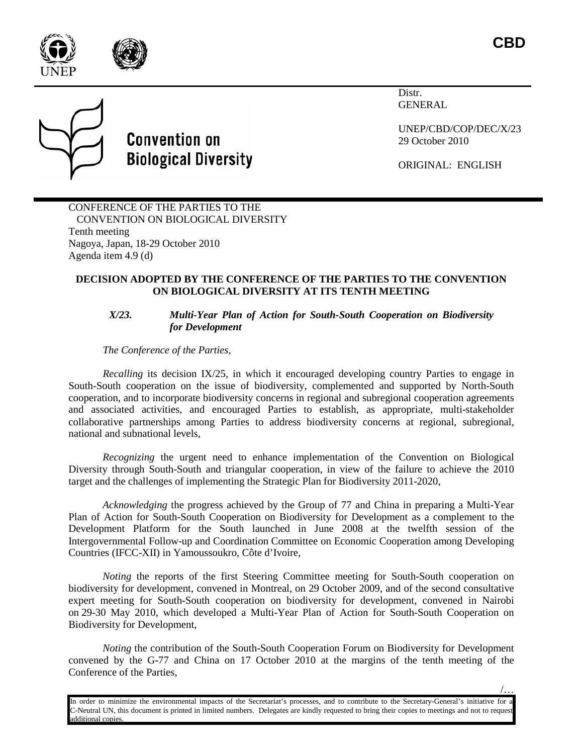**CBD**

Distr.
GENERAL

UNEP/CBD/COP/DEC/X/23
29 October 2010

ORIGINAL: ENGLISH

**Convention on Biological Diversity**

CONFERENCE OF THE PARTIES TO THE CONVENTION ON BIOLOGICAL DIVERSITY
Tenth meeting
Nagoya, Japan, 18-29 October 2010
Agenda item 4.9 (d)

## DECISION ADOPTED BY THE CONFERENCE OF THE PARTIES TO THE CONVENTION ON BIOLOGICAL DIVERSITY AT ITS TENTH MEETING

### *X/23. Multi-Year Plan of Action for South-South Cooperation on Biodiversity for Development*

*The Conference of the Parties,*

*Recalling* its decision IX/25, in which it encouraged developing country Parties to engage in South-South cooperation on the issue of biodiversity, complemented and supported by North-South cooperation, and to incorporate biodiversity concerns in regional and subregional cooperation agreements and associated activities, and encouraged Parties to establish, as appropriate, multi-stakeholder collaborative partnerships among Parties to address biodiversity concerns at regional, subregional, national and subnational levels,

*Recognizing* the urgent need to enhance implementation of the Convention on Biological Diversity through South-South and triangular cooperation, in view of the failure to achieve the 2010 target and the challenges of implementing the Strategic Plan for Biodiversity 2011-2020,

*Acknowledging* the progress achieved by the Group of 77 and China in preparing a Multi-Year Plan of Action for South-South Cooperation on Biodiversity for Development as a complement to the Development Platform for the South launched in June 2008 at the twelfth session of the Intergovernmental Follow-up and Coordination Committee on Economic Cooperation among Developing Countries (IFCC-XII) in Yamoussoukro, Côte d'Ivoire,

*Noting* the reports of the first Steering Committee meeting for South-South cooperation on biodiversity for development, convened in Montreal, on 29 October 2009, and of the second consultative expert meeting for South-South cooperation on biodiversity for development, convened in Nairobi on 29-30 May 2010, which developed a Multi-Year Plan of Action for South-South Cooperation on Biodiversity for Development,

*Noting* the contribution of the South-South Cooperation Forum on Biodiversity for Development convened by the G-77 and China on 17 October 2010 at the margins of the tenth meeting of the Conference of the Parties,

/…

In order to minimize the environmental impacts of the Secretariat's processes, and to contribute to the Secretary-General's initiative for a C-Neutral UN, this document is printed in limited numbers. Delegates are kindly requested to bring their copies to meetings and not to request additional copies.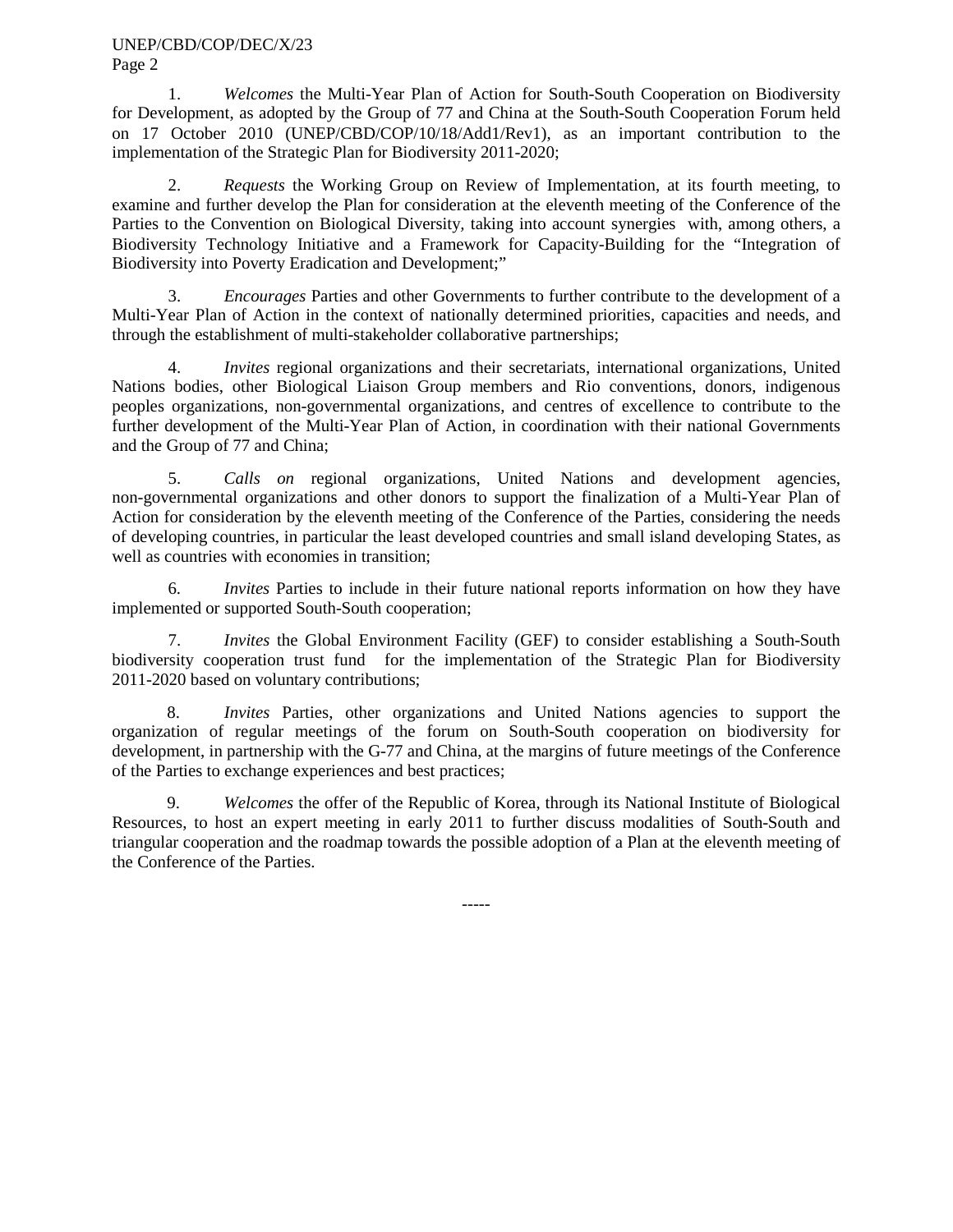1. *Welcomes* the Multi-Year Plan of Action for South-South Cooperation on Biodiversity for Development, as adopted by the Group of 77 and China at the South-South Cooperation Forum held on 17 October 2010 (UNEP/CBD/COP/10/18/Add1/Rev1), as an important contribution to the implementation of the Strategic Plan for Biodiversity 2011-2020;

2. *Requests* the Working Group on Review of Implementation, at its fourth meeting, to examine and further develop the Plan for consideration at the eleventh meeting of the Conference of the Parties to the Convention on Biological Diversity, taking into account synergies with, among others, a Biodiversity Technology Initiative and a Framework for Capacity-Building for the "Integration of Biodiversity into Poverty Eradication and Development;"

3. *Encourages* Parties and other Governments to further contribute to the development of a Multi-Year Plan of Action in the context of nationally determined priorities, capacities and needs, and through the establishment of multi-stakeholder collaborative partnerships;

4. *Invites* regional organizations and their secretariats, international organizations, United Nations bodies, other Biological Liaison Group members and Rio conventions, donors, indigenous peoples organizations, non-governmental organizations, and centres of excellence to contribute to the further development of the Multi-Year Plan of Action, in coordination with their national Governments and the Group of 77 and China;

5. *Calls on* regional organizations, United Nations and development agencies, non-governmental organizations and other donors to support the finalization of a Multi-Year Plan of Action for consideration by the eleventh meeting of the Conference of the Parties, considering the needs of developing countries, in particular the least developed countries and small island developing States, as well as countries with economies in transition;

6. *Invites* Parties to include in their future national reports information on how they have implemented or supported South-South cooperation;

7. *Invites* the Global Environment Facility (GEF) to consider establishing a South-South biodiversity cooperation trust fund for the implementation of the Strategic Plan for Biodiversity 2011-2020 based on voluntary contributions;

8. *Invites* Parties, other organizations and United Nations agencies to support the organization of regular meetings of the forum on South-South cooperation on biodiversity for development, in partnership with the G-77 and China, at the margins of future meetings of the Conference of the Parties to exchange experiences and best practices;

9. *Welcomes* the offer of the Republic of Korea, through its National Institute of Biological Resources, to host an expert meeting in early 2011 to further discuss modalities of South-South and triangular cooperation and the roadmap towards the possible adoption of a Plan at the eleventh meeting of the Conference of the Parties.

-----